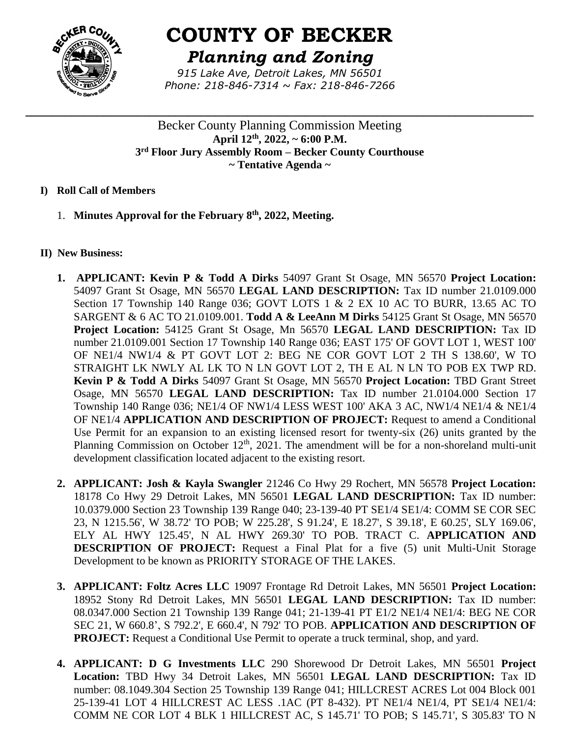# COUNTY OF BECKER

## *Planning and Zoning*

*915 Lake Ave, Detroit Lakes, MN 56501*
*Phone: 218-846-7314 ~ Fax: 218-846-7266*

---

Becker County Planning Commission Meeting
**April 12th, 2022, ~ 6:00 P.M.**
**3rd Floor Jury Assembly Room – Becker County Courthouse**
**~ Tentative Agenda ~**

**I) Roll Call of Members**

1. **Minutes Approval for the February 8th, 2022, Meeting.**

**II) New Business:**

1. **APPLICANT: Kevin P & Todd A Dirks** 54097 Grant St Osage, MN 56570 **Project Location:** 54097 Grant St Osage, MN 56570 **LEGAL LAND DESCRIPTION:** Tax ID number 21.0109.000 Section 17 Township 140 Range 036; GOVT LOTS 1 & 2 EX 10 AC TO BURR, 13.65 AC TO SARGENT & 6 AC TO 21.0109.001. **Todd A & LeeAnn M Dirks** 54125 Grant St Osage, MN 56570 **Project Location:** 54125 Grant St Osage, Mn 56570 **LEGAL LAND DESCRIPTION:** Tax ID number 21.0109.001 Section 17 Township 140 Range 036; EAST 175' OF GOVT LOT 1, WEST 100' OF NE1/4 NW1/4 & PT GOVT LOT 2: BEG NE COR GOVT LOT 2 TH S 138.60', W TO STRAIGHT LK NWLY AL LK TO N LN GOVT LOT 2, TH E AL N LN TO POB EX TWP RD. **Kevin P & Todd A Dirks** 54097 Grant St Osage, MN 56570 **Project Location:** TBD Grant Street Osage, MN 56570 **LEGAL LAND DESCRIPTION:** Tax ID number 21.0104.000 Section 17 Township 140 Range 036; NE1/4 OF NW1/4 LESS WEST 100' AKA 3 AC, NW1/4 NE1/4 & NE1/4 OF NE1/4 **APPLICATION AND DESCRIPTION OF PROJECT:** Request to amend a Conditional Use Permit for an expansion to an existing licensed resort for twenty-six (26) units granted by the Planning Commission on October 12th, 2021. The amendment will be for a non-shoreland multi-unit development classification located adjacent to the existing resort.

2. **APPLICANT: Josh & Kayla Swangler** 21246 Co Hwy 29 Rochert, MN 56578 **Project Location:** 18178 Co Hwy 29 Detroit Lakes, MN 56501 **LEGAL LAND DESCRIPTION:** Tax ID number: 10.0379.000 Section 23 Township 139 Range 040; 23-139-40 PT SE1/4 SE1/4: COMM SE COR SEC 23, N 1215.56', W 38.72' TO POB; W 225.28', S 91.24', E 18.27', S 39.18', E 60.25', SLY 169.06', ELY AL HWY 125.45', N AL HWY 269.30' TO POB. TRACT C. **APPLICATION AND DESCRIPTION OF PROJECT:** Request a Final Plat for a five (5) unit Multi-Unit Storage Development to be known as PRIORITY STORAGE OF THE LAKES.

3. **APPLICANT: Foltz Acres LLC** 19097 Frontage Rd Detroit Lakes, MN 56501 **Project Location:** 18952 Stony Rd Detroit Lakes, MN 56501 **LEGAL LAND DESCRIPTION:** Tax ID number: 08.0347.000 Section 21 Township 139 Range 041; 21-139-41 PT E1/2 NE1/4 NE1/4: BEG NE COR SEC 21, W 660.8', S 792.2', E 660.4', N 792' TO POB. **APPLICATION AND DESCRIPTION OF PROJECT:** Request a Conditional Use Permit to operate a truck terminal, shop, and yard.

4. **APPLICANT: D G Investments LLC** 290 Shorewood Dr Detroit Lakes, MN 56501 **Project Location:** TBD Hwy 34 Detroit Lakes, MN 56501 **LEGAL LAND DESCRIPTION:** Tax ID number: 08.1049.304 Section 25 Township 139 Range 041; HILLCREST ACRES Lot 004 Block 001 25-139-41 LOT 4 HILLCREST AC LESS .1AC (PT 8-432). PT NE1/4 NE1/4, PT SE1/4 NE1/4: COMM NE COR LOT 4 BLK 1 HILLCREST AC, S 145.71' TO POB; S 145.71', S 305.83' TO N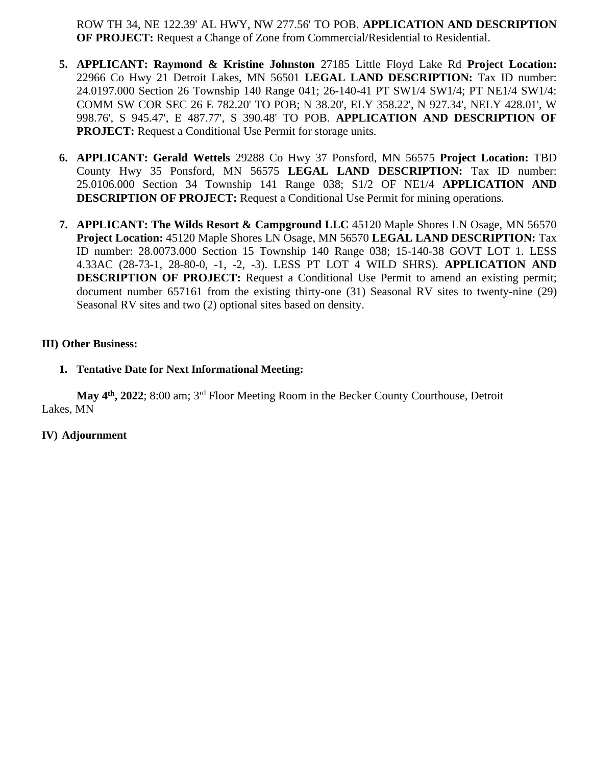ROW TH 34, NE 122.39' AL HWY, NW 277.56' TO POB. **APPLICATION AND DESCRIPTION OF PROJECT:** Request a Change of Zone from Commercial/Residential to Residential.

5. **APPLICANT: Raymond & Kristine Johnston** 27185 Little Floyd Lake Rd **Project Location:** 22966 Co Hwy 21 Detroit Lakes, MN 56501 **LEGAL LAND DESCRIPTION:** Tax ID number: 24.0197.000 Section 26 Township 140 Range 041; 26-140-41 PT SW1/4 SW1/4; PT NE1/4 SW1/4: COMM SW COR SEC 26 E 782.20' TO POB; N 38.20', ELY 358.22', N 927.34', NELY 428.01', W 998.76', S 945.47', E 487.77', S 390.48' TO POB. **APPLICATION AND DESCRIPTION OF PROJECT:** Request a Conditional Use Permit for storage units.

6. **APPLICANT: Gerald Wettels** 29288 Co Hwy 37 Ponsford, MN 56575 **Project Location:** TBD County Hwy 35 Ponsford, MN 56575 **LEGAL LAND DESCRIPTION:** Tax ID number: 25.0106.000 Section 34 Township 141 Range 038; S1/2 OF NE1/4 **APPLICATION AND DESCRIPTION OF PROJECT:** Request a Conditional Use Permit for mining operations.

7. **APPLICANT: The Wilds Resort & Campground LLC** 45120 Maple Shores LN Osage, MN 56570 **Project Location:** 45120 Maple Shores LN Osage, MN 56570 **LEGAL LAND DESCRIPTION:** Tax ID number: 28.0073.000 Section 15 Township 140 Range 038; 15-140-38 GOVT LOT 1. LESS 4.33AC (28-73-1, 28-80-0, -1, -2, -3). LESS PT LOT 4 WILD SHRS). **APPLICATION AND DESCRIPTION OF PROJECT:** Request a Conditional Use Permit to amend an existing permit; document number 657161 from the existing thirty-one (31) Seasonal RV sites to twenty-nine (29) Seasonal RV sites and two (2) optional sites based on density.

**III) Other Business:**

1. **Tentative Date for Next Informational Meeting:**

**May 4th, 2022**; 8:00 am; 3rd Floor Meeting Room in the Becker County Courthouse, Detroit Lakes, MN

**IV) Adjournment**